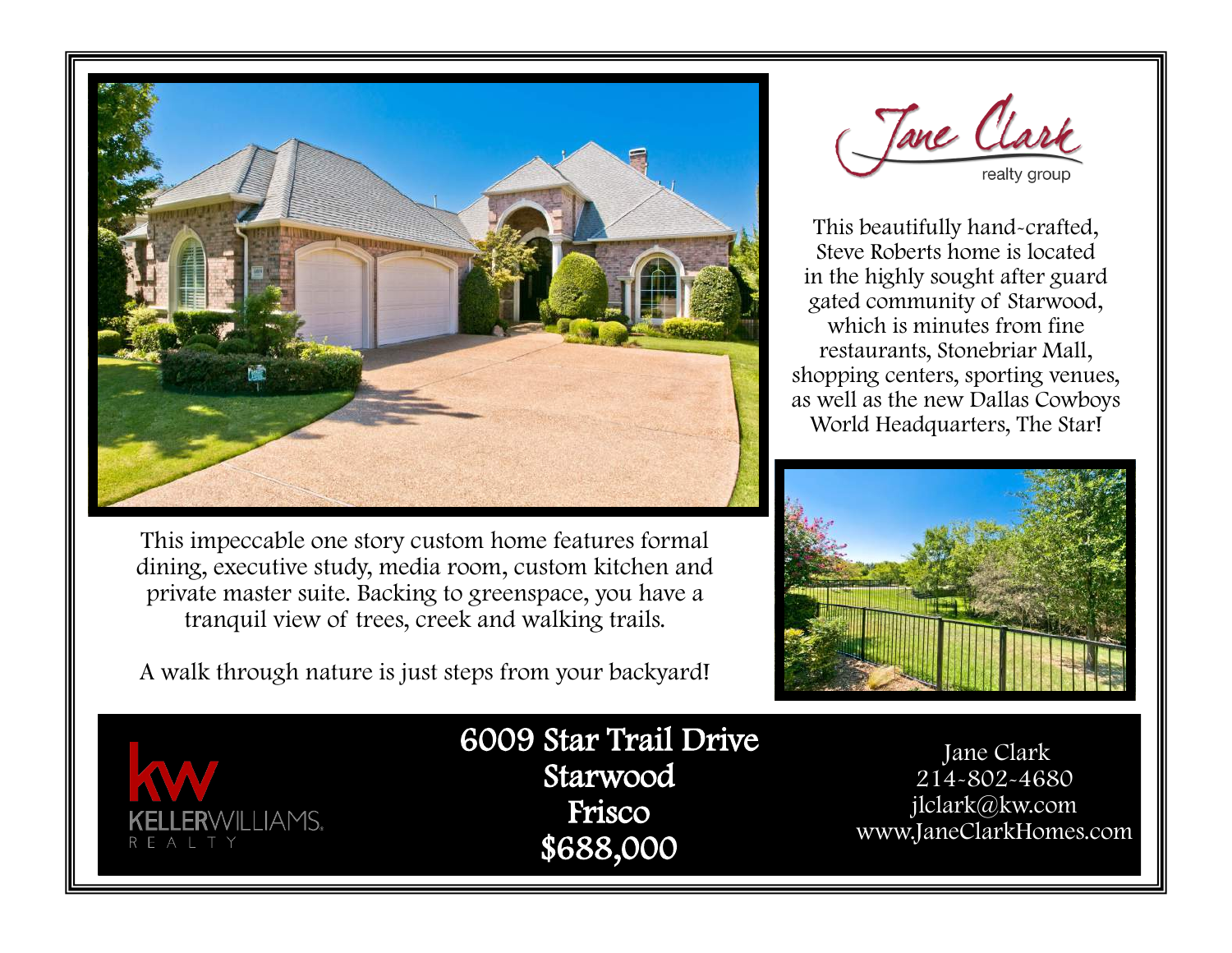Jane Clark
realty group

This beautifully hand-crafted, Steve Roberts home is located in the highly sought after guard gated community of Starwood, which is minutes from fine restaurants, Stonebriar Mall, shopping centers, sporting venues, as well as the new Dallas Cowboys World Headquarters, The Star!

This impeccable one story custom home features formal dining, executive study, media room, custom kitchen and private master suite. Backing to greenspace, you have a tranquil view of trees, creek and walking trails.

A walk through nature is just steps from your backyard!

kw KELLERWILLIAMS. REALTY

**6009 Star Trail Drive**
**Starwood**
**Frisco**
**$688,000**

Jane Clark
214-802-4680
jlclark@kw.com
www.JaneClarkHomes.com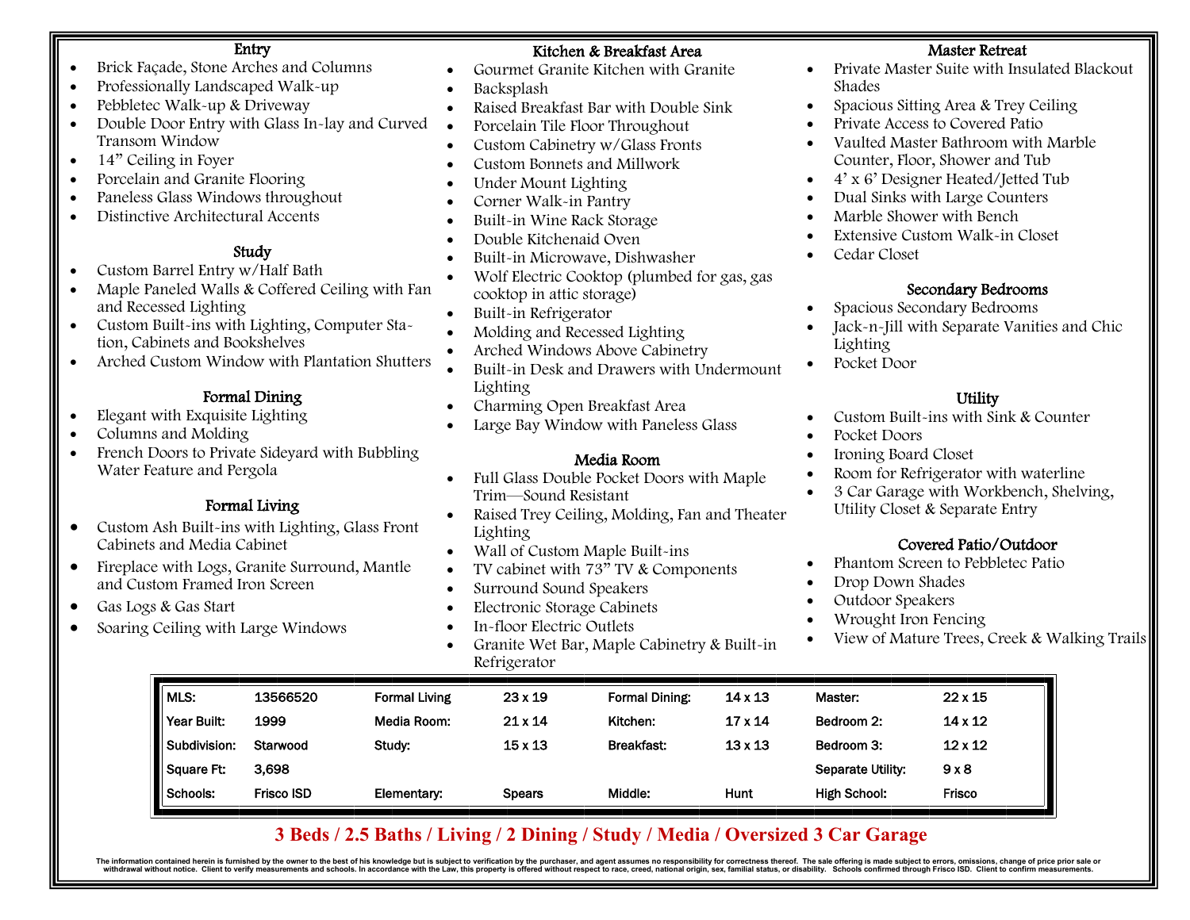## Entry

- Brick Façade, Stone Arches and Columns
- Professionally Landscaped Walk-up
- Pebbletec Walk-up & Driveway
- Double Door Entry with Glass In-lay and Curved Transom Window
- 14" Ceiling in Foyer
- Porcelain and Granite Flooring
- Paneless Glass Windows throughout
- Distinctive Architectural Accents

## Study

- Custom Barrel Entry w/Half Bath
- Maple Paneled Walls & Coffered Ceiling with Fan and Recessed Lighting
- Custom Built-ins with Lighting, Computer Station, Cabinets and Bookshelves
- Arched Custom Window with Plantation Shutters

## Formal Dining

- Elegant with Exquisite Lighting
- Columns and Molding
- French Doors to Private Sideyard with Bubbling Water Feature and Pergola

## Formal Living

- Custom Ash Built-ins with Lighting, Glass Front Cabinets and Media Cabinet
- Fireplace with Logs, Granite Surround, Mantle and Custom Framed Iron Screen
- Gas Logs & Gas Start
- Soaring Ceiling with Large Windows

## Kitchen & Breakfast Area

- Gourmet Granite Kitchen with Granite
- Backsplash
- Raised Breakfast Bar with Double Sink
- Porcelain Tile Floor Throughout
- Custom Cabinetry w/Glass Fronts
- Custom Bonnets and Millwork
- Under Mount Lighting
- Corner Walk-in Pantry
- Built-in Wine Rack Storage
- Double Kitchenaid Oven
- Built-in Microwave, Dishwasher
- Wolf Electric Cooktop (plumbed for gas, gas cooktop in attic storage)
- Built-in Refrigerator
- Molding and Recessed Lighting
- Arched Windows Above Cabinetry
- Built-in Desk and Drawers with Undermount Lighting
- Charming Open Breakfast Area
- Large Bay Window with Paneless Glass

## Media Room

- Full Glass Double Pocket Doors with Maple Trim—Sound Resistant
- Raised Trey Ceiling, Molding, Fan and Theater Lighting
- Wall of Custom Maple Built-ins
- TV cabinet with 73" TV & Components
- Surround Sound Speakers
- Electronic Storage Cabinets
- In-floor Electric Outlets
- Granite Wet Bar, Maple Cabinetry & Built-in Refrigerator

## Master Retreat

- Private Master Suite with Insulated Blackout Shades
- Spacious Sitting Area & Trey Ceiling
- Private Access to Covered Patio
- Vaulted Master Bathroom with Marble Counter, Floor, Shower and Tub
- 4' x 6' Designer Heated/Jetted Tub
- Dual Sinks with Large Counters
- Marble Shower with Bench
- Extensive Custom Walk-in Closet
- Cedar Closet

## Secondary Bedrooms

- Spacious Secondary Bedrooms
- Jack-n-Jill with Separate Vanities and Chic Lighting
- Pocket Door

## Utility

- Custom Built-ins with Sink & Counter
- Pocket Doors
- Ironing Board Closet
- Room for Refrigerator with waterline
- 3 Car Garage with Workbench, Shelving, Utility Closet & Separate Entry

## Covered Patio/Outdoor

- Phantom Screen to Pebbletec Patio
- Drop Down Shades
- Outdoor Speakers
- Wrought Iron Fencing
- View of Mature Trees, Creek & Walking Trails

| | | | | | | | |
|---|---|---|---|---|---|---|---|
| MLS: | 13566520 | Formal Living | 23 x 19 | Formal Dining: | 14 x 13 | Master: | 22 x 15 |
| Year Built: | 1999 | Media Room: | 21 x 14 | Kitchen: | 17 x 14 | Bedroom 2: | 14 x 12 |
| Subdivision: | Starwood | Study: | 15 x 13 | Breakfast: | 13 x 13 | Bedroom 3: | 12 x 12 |
| Square Ft: | 3,698 | | | | | Separate Utility: | 9 x 8 |
| Schools: | Frisco ISD | Elementary: | Spears | Middle: | Hunt | High School: | Frisco |

**3 Beds / 2.5 Baths / Living / 2 Dining / Study / Media / Oversized 3 Car Garage**

The information contained herein is furnished by the owner to the best of his knowledge but is subject to verification by the purchaser, and agent assumes no responsibility for correctness thereof. The sale offering is made subject to errors, omissions, change of price prior sale or withdrawal without notice. Client to verify measurements and schools. In accordance with the Law, this property is offered without respect to race, creed, national origin, sex, familial status, or disability. Schools confirmed through Frisco ISD. Client to confirm measurements.